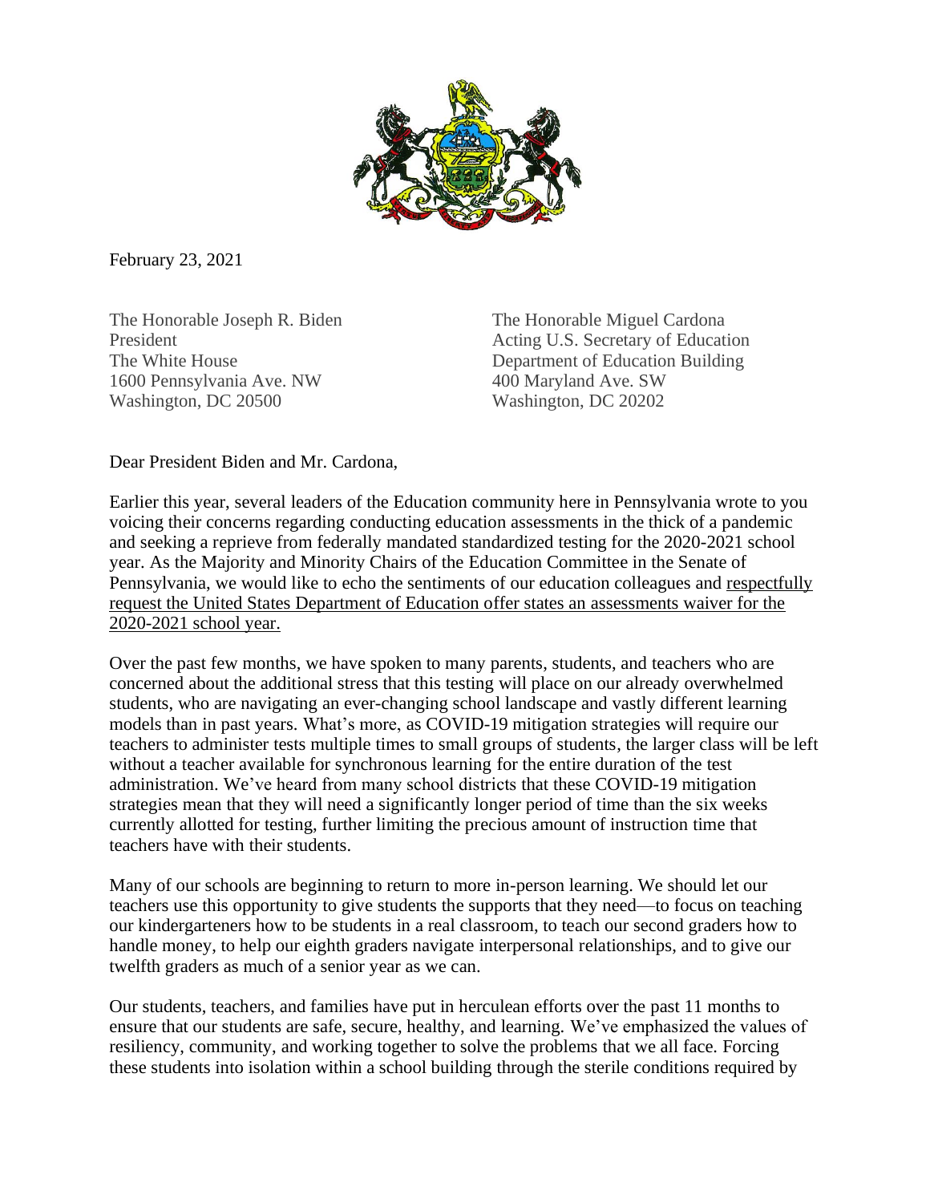February 23, 2021

The Honorable Joseph R. Biden
President
The White House
1600 Pennsylvania Ave. NW
Washington, DC 20500

The Honorable Miguel Cardona
Acting U.S. Secretary of Education
Department of Education Building
400 Maryland Ave. SW
Washington, DC 20202

Dear President Biden and Mr. Cardona,

Earlier this year, several leaders of the Education community here in Pennsylvania wrote to you voicing their concerns regarding conducting education assessments in the thick of a pandemic and seeking a reprieve from federally mandated standardized testing for the 2020-2021 school year. As the Majority and Minority Chairs of the Education Committee in the Senate of Pennsylvania, we would like to echo the sentiments of our education colleagues and <u>respectfully request the United States Department of Education offer states an assessments waiver for the 2020-2021 school year.</u>

Over the past few months, we have spoken to many parents, students, and teachers who are concerned about the additional stress that this testing will place on our already overwhelmed students, who are navigating an ever-changing school landscape and vastly different learning models than in past years. What's more, as COVID-19 mitigation strategies will require our teachers to administer tests multiple times to small groups of students, the larger class will be left without a teacher available for synchronous learning for the entire duration of the test administration. We've heard from many school districts that these COVID-19 mitigation strategies mean that they will need a significantly longer period of time than the six weeks currently allotted for testing, further limiting the precious amount of instruction time that teachers have with their students.

Many of our schools are beginning to return to more in-person learning. We should let our teachers use this opportunity to give students the supports that they need—to focus on teaching our kindergarteners how to be students in a real classroom, to teach our second graders how to handle money, to help our eighth graders navigate interpersonal relationships, and to give our twelfth graders as much of a senior year as we can.

Our students, teachers, and families have put in herculean efforts over the past 11 months to ensure that our students are safe, secure, healthy, and learning. We've emphasized the values of resiliency, community, and working together to solve the problems that we all face. Forcing these students into isolation within a school building through the sterile conditions required by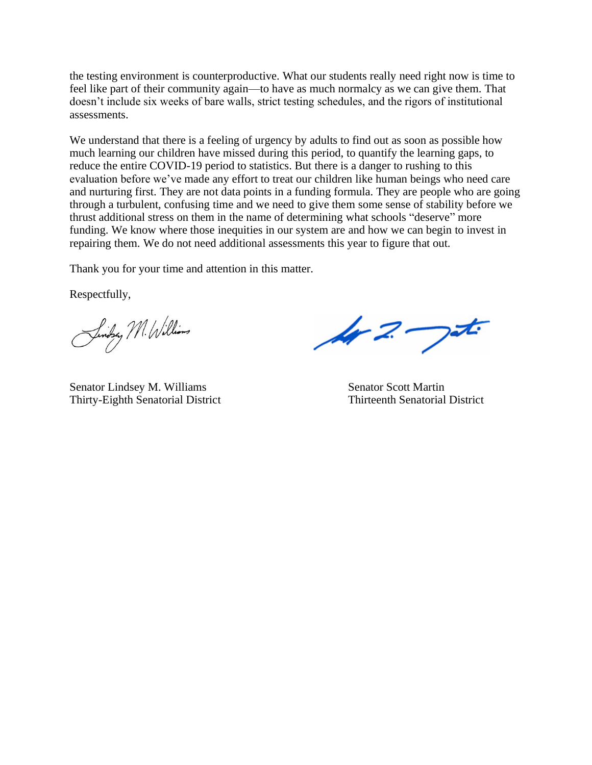the testing environment is counterproductive. What our students really need right now is time to feel like part of their community again—to have as much normalcy as we can give them. That doesn't include six weeks of bare walls, strict testing schedules, and the rigors of institutional assessments.

We understand that there is a feeling of urgency by adults to find out as soon as possible how much learning our children have missed during this period, to quantify the learning gaps, to reduce the entire COVID-19 period to statistics. But there is a danger to rushing to this evaluation before we've made any effort to treat our children like human beings who need care and nurturing first. They are not data points in a funding formula. They are people who are going through a turbulent, confusing time and we need to give them some sense of stability before we thrust additional stress on them in the name of determining what schools "deserve" more funding. We know where those inequities in our system are and how we can begin to invest in repairing them. We do not need additional assessments this year to figure that out.

Thank you for your time and attention in this matter.

Respectfully,

Senator Lindsey M. Williams
Thirty-Eighth Senatorial District

Senator Scott Martin
Thirteenth Senatorial District